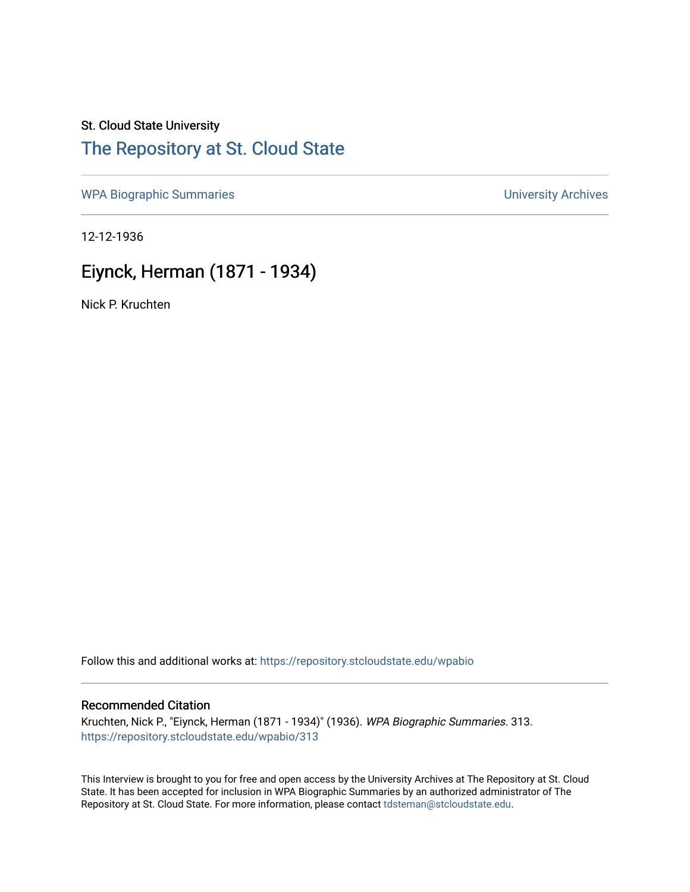St. Cloud State University

# The Repository at St. Cloud State

WPA Biographic Summaries | University Archives

12-12-1936

## Eiynck, Herman (1871 - 1934)

Nick P. Kruchten

Follow this and additional works at: https://repository.stcloudstate.edu/wpabio

### Recommended Citation

Kruchten, Nick P., "Eiynck, Herman (1871 - 1934)" (1936). *WPA Biographic Summaries*. 313.
https://repository.stcloudstate.edu/wpabio/313

This Interview is brought to you for free and open access by the University Archives at The Repository at St. Cloud State. It has been accepted for inclusion in WPA Biographic Summaries by an authorized administrator of The Repository at St. Cloud State. For more information, please contact tdsteman@stcloudstate.edu.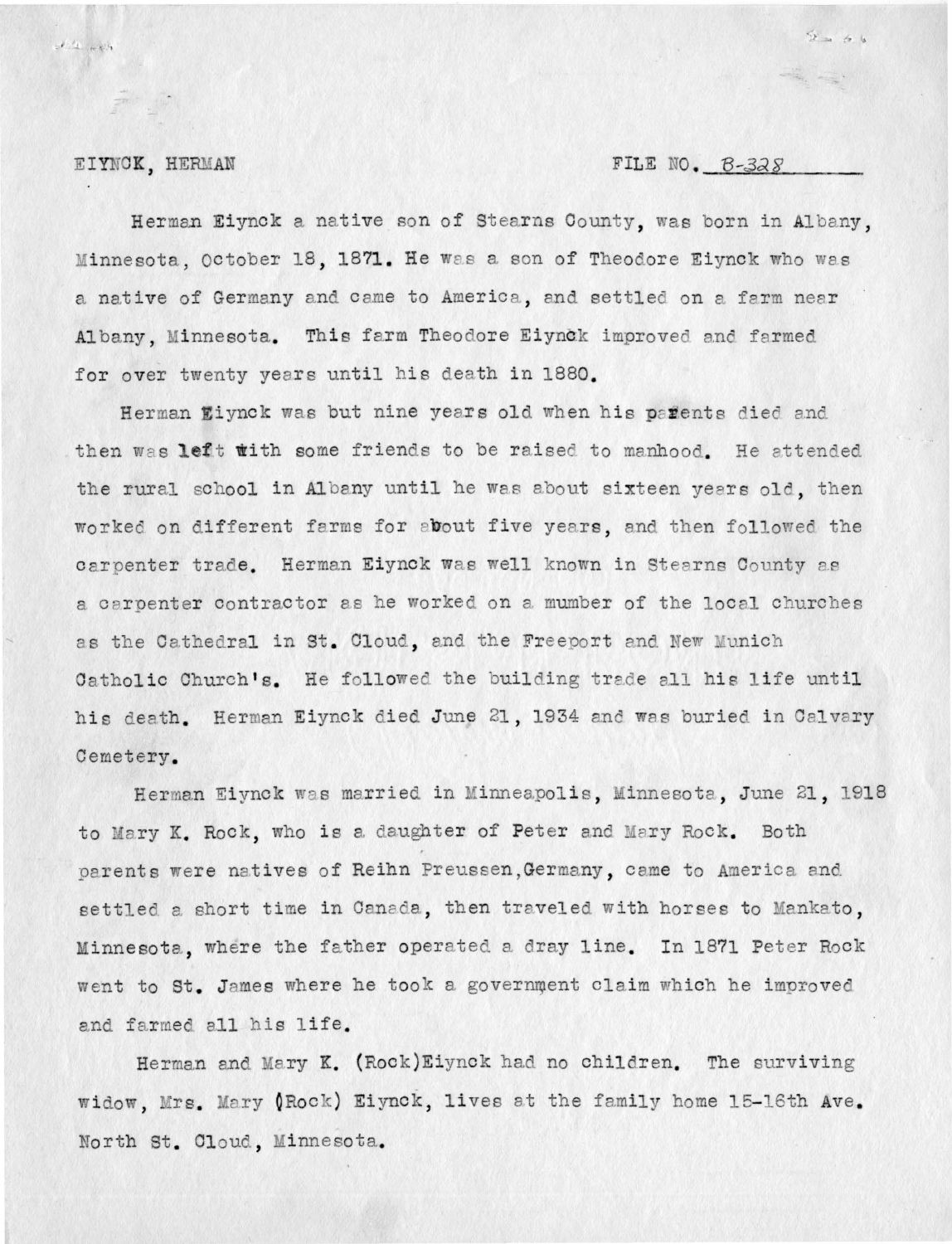EIYNCK, HERMAN FILE NO. B-328

Herman Eiynck a native son of Stearns County, was born in Albany, Minnesota, October 18, 1871. He was a son of Theodore Eiynck who was a native of Germany and came to America, and settled on a farm near Albany, Minnesota. This farm Theodore Eiynck improved and farmed for over twenty years until his death in 1880.

Herman Eiynck was but nine years old when his parents died and then was left with some friends to be raised to manhood. He attended the rural school in Albany until he was about sixteen years old, then worked on different farms for about five years, and then followed the carpenter trade. Herman Eiynck was well known in Stearns County as a carpenter contractor as he worked on a mumber of the local churches as the Cathedral in St. Cloud, and the Freeport and New Munich Catholic Church's. He followed the building trade all his life until his death. Herman Eiynck died June 21, 1934 and was buried in Calvary Cemetery.

Herman Eiynck was married in Minneapolis, Minnesota, June 21, 1918 to Mary K. Rock, who is a daughter of Peter and Mary Rock. Both parents were natives of Reihn Preussen, Germany, came to America and settled a short time in Canada, then traveled with horses to Mankato, Minnesota, where the father operated a dray line. In 1871 Peter Rock went to St. James where he took a government claim which he improved and farmed all his life.

Herman and Mary K. (Rock)Eiynck had no children. The surviving widow, Mrs. Mary (Rock) Eiynck, lives at the family home 15-16th Ave. North St. Cloud, Minnesota.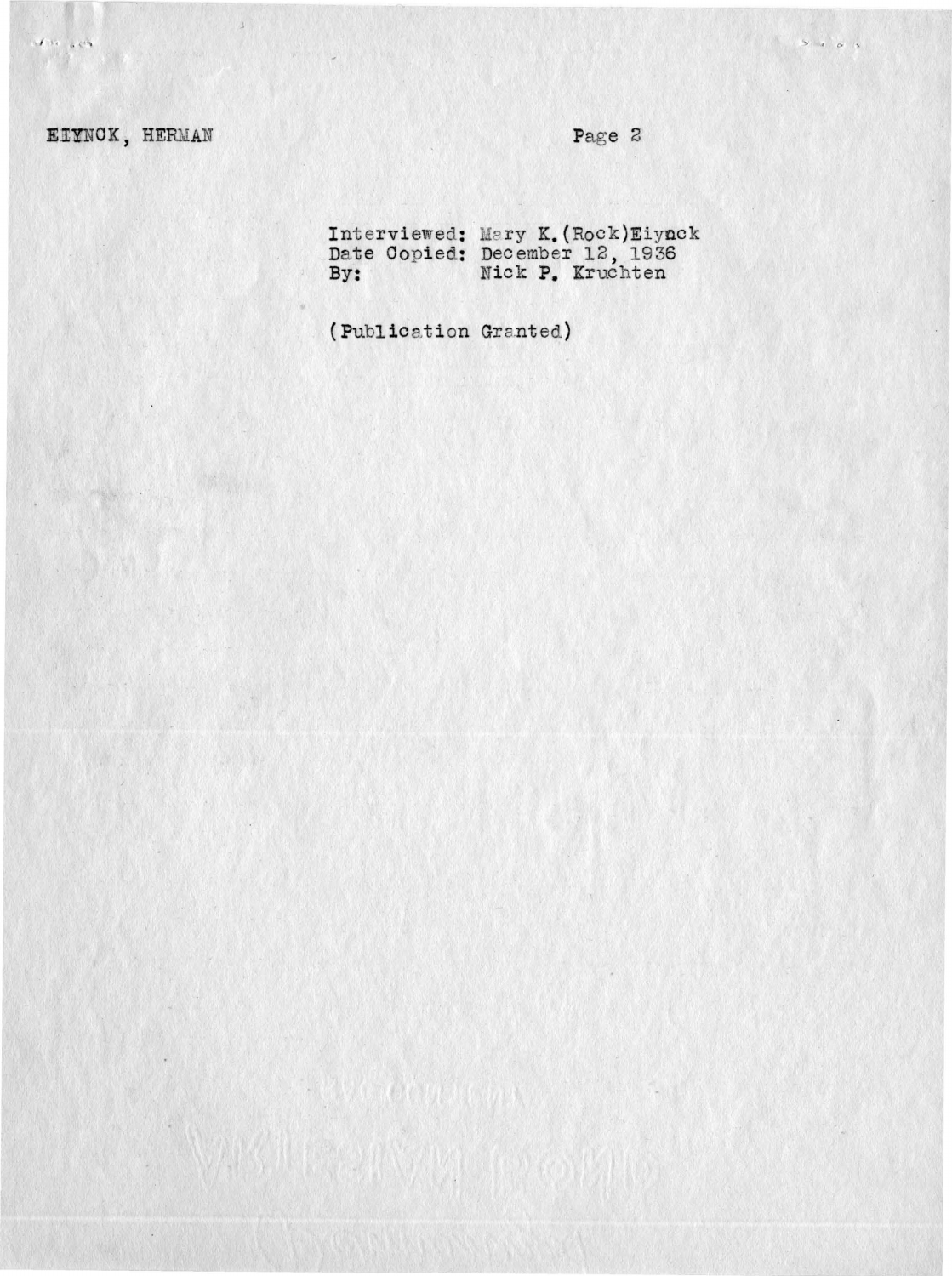Interviewed: Mary K. (Rock) Eiynck
Date Copied: December 12, 1936
By: Nick P. Kruchten

(Publication Granted)